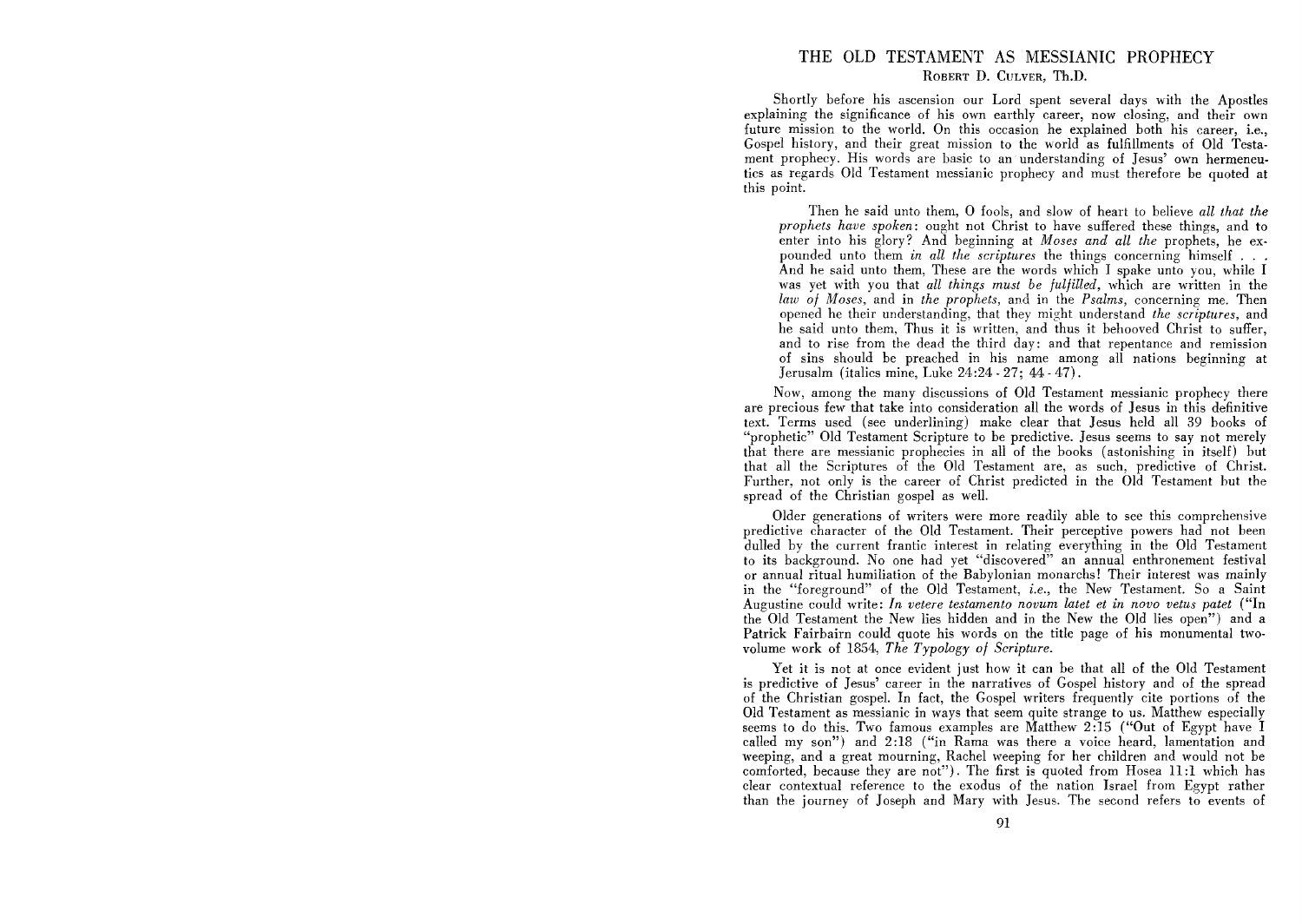# THE OLD TESTAMENT AS MESSIANIC PROPHECY

ROBERT D. CULVER, Th.D.

Shortly before his ascension our Lord spent several days with the Apostles explaining the significance of his own earthly career, now closing, and their own future mission to the world. On this occasion he explained both his career, i.e., Gospel history, and their great mission to the world as fulfillments of Old Testament prophecy. His words are basic to an understanding of Jesus' own hermeneutics as regards Old Testament messianic prophecy and must therefore be quoted at this point.

> Then he said unto them, O fools, and slow of heart to believe *all that the prophets have spoken*: ought not Christ to have suffered these things, and to enter into his glory? And beginning at *Moses and all the* prophets, he expounded unto them *in all the scriptures* the things concerning himself . . . And he said unto them, These are the words which I spake unto you, while I was yet with you that *all things must be fulfilled*, which are written in the *law of Moses*, and in *the prophets*, and in the *Psalms*, concerning me. Then opened he their understanding, that they might understand *the scriptures*, and he said unto them, Thus it is written, and thus it behooved Christ to suffer, and to rise from the dead the third day: and that repentance and remission of sins should be preached in his name among all nations beginning at Jerusalm (italics mine, Luke 24:24 - 27; 44 - 47).

Now, among the many discussions of Old Testament messianic prophecy there are precious few that take into consideration all the words of Jesus in this definitive text. Terms used (see underlining) make clear that Jesus held all 39 books of "prophetic" Old Testament Scripture to be predictive. Jesus seems to say not merely that there are messianic prophecies in all of the books (astonishing in itself) but that all the Scriptures of the Old Testament are, as such, predictive of Christ. Further, not only is the career of Christ predicted in the Old Testament but the spread of the Christian gospel as well.

Older generations of writers were more readily able to see this comprehensive predictive character of the Old Testament. Their perceptive powers had not been dulled by the current frantic interest in relating everything in the Old Testament to its background. No one had yet "discovered" an annual enthronement festival or annual ritual humiliation of the Babylonian monarchs! Their interest was mainly in the "foreground" of the Old Testament, *i.e.*, the New Testament. So a Saint Augustine could write: *In vetere testamento novum latet et in novo vetus patet* ("In the Old Testament the New lies hidden and in the New the Old lies open") and a Patrick Fairbairn could quote his words on the title page of his monumental two-volume work of 1854, *The Typology of Scripture*.

Yet it is not at once evident just how it can be that all of the Old Testament is predictive of Jesus' career in the narratives of Gospel history and of the spread of the Christian gospel. In fact, the Gospel writers frequently cite portions of the Old Testament as messianic in ways that seem quite strange to us. Matthew especially seems to do this. Two famous examples are Matthew 2:15 ("Out of Egypt have I called my son") and 2:18 ("in Rama was there a voice heard, lamentation and weeping, and a great mourning, Rachel weeping for her children and would not be comforted, because they are not"). The first is quoted from Hosea 11:1 which has clear contextual reference to the exodus of the nation Israel from Egypt rather than the journey of Joseph and Mary with Jesus. The second refers to events of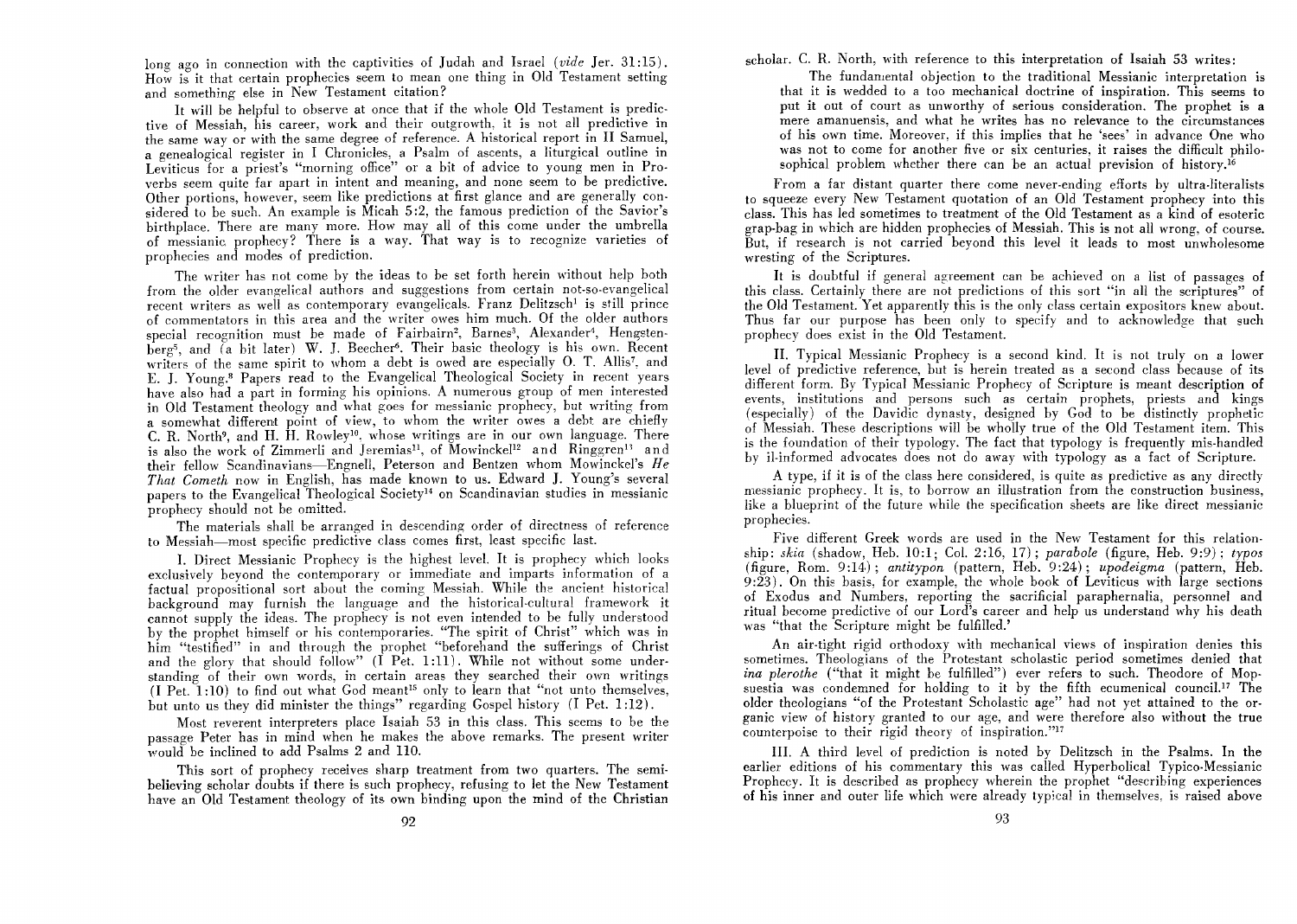long ago in connection with the captivities of Judah and Israel (*vide* Jer. 31:15). How is it that certain prophecies seem to mean one thing in Old Testament setting and something else in New Testament citation?

It will be helpful to observe at once that if the whole Old Testament is predictive of Messiah, his career, work and their outgrowth, it is not all predictive in the same way or with the same degree of reference. A historical report in II Samuel, a genealogical register in I Chronicles, a Psalm of ascents, a liturgical outline in Leviticus for a priest's "morning office" or a bit of advice to young men in Proverbs seem quite far apart in intent and meaning, and none seem to be predictive. Other portions, however, seem like predictions at first glance and are generally considered to be such. An example is Micah 5:2, the famous prediction of the Savior's birthplace. There are many more. How may all of this come under the umbrella of messianic prophecy? There is a way. That way is to recognize varieties of prophecies and modes of prediction.

The writer has not come by the ideas to be set forth herein without help both from the older evangelical authors and suggestions from certain not-so-evangelical recent writers as well as contemporary evangelicals. Franz Delitzsch[1] is still prince of commentators in this area and the writer owes him much. Of the older authors special recognition must be made of Fairbairn[2], Barnes[3], Alexander[4], Hengstenberg[5], and (a bit later) W. J. Beecher[6]. Their basic theology is his own. Recent writers of the same spirit to whom a debt is owed are especially O. T. Allis[7], and E. J. Young.[8] Papers read to the Evangelical Theological Society in recent years have also had a part in forming his opinions. A numerous group of men interested in Old Testament theology and what goes for messianic prophecy, but writing from a somewhat different point of view, to whom the writer owes a debt are chiefly C. R. North[9], and H. H. Rowley[10], whose writings are in our own language. There is also the work of Zimmerli and Jeremias[11], of Mowinckel[12] and Ringgren[13] and their fellow Scandinavians—Engnell, Peterson and Bentzen whom Mowinckel's *He That Cometh* now in English, has made known to us. Edward J. Young's several papers to the Evangelical Theological Society[14] on Scandinavian studies in messianic prophecy should not be omitted.

The materials shall be arranged in descending order of directness of reference to Messiah—most specific predictive class comes first, least specific last.

I. Direct Messianic Prophecy is the highest level. It is prophecy which looks exclusively beyond the contemporary or immediate and imparts information of a factual propositional sort about the coming Messiah. While the ancient historical background may furnish the language and the historical-cultural framework it cannot supply the ideas. The prophecy is not even intended to be fully understood by the prophet himself or his contemporaries. "The spirit of Christ" which was in him "testified" in and through the prophet "beforehand the sufferings of Christ and the glory that should follow" (I Pet. 1:11). While not without some understanding of their own words, in certain areas they searched their own writings (I Pet. 1:10) to find out what God meant[15] only to learn that "not unto themselves, but unto us they did minister the things" regarding Gospel history (I Pet. 1:12).

Most reverent interpreters place Isaiah 53 in this class. This seems to be the passage Peter has in mind when he makes the above remarks. The present writer would be inclined to add Psalms 2 and 110.

This sort of prophecy receives sharp treatment from two quarters. The semi-believing scholar doubts if there is such prophecy, refusing to let the New Testament have an Old Testament theology of its own binding upon the mind of the Christian scholar. C. R. North, with reference to this interpretation of Isaiah 53 writes:

> The fundamental objection to the traditional Messianic interpretation is that it is wedded to a too mechanical doctrine of inspiration. This seems to put it out of court as unworthy of serious consideration. The prophet is a mere amanuensis, and what he writes has no relevance to the circumstances of his own time. Moreover, if this implies that he 'sees' in advance One who was not to come for another five or six centuries, it raises the difficult philosophical problem whether there can be an actual prevision of history.[16]

From a far distant quarter there come never-ending efforts by ultra-literalists to squeeze every New Testament quotation of an Old Testament prophecy into this class. This has led sometimes to treatment of the Old Testament as a kind of esoteric grap-bag in which are hidden prophecies of Messiah. This is not all wrong, of course. But, if research is not carried beyond this level it leads to most unwholesome wresting of the Scriptures.

It is doubtful if general agreement can be achieved on a list of passages of this class. Certainly there are not predictions of this sort "in all the scriptures" of the Old Testament. Yet apparently this is the only class certain expositors knew about. Thus far our purpose has been only to specify and to acknowledge that such prophecy does exist in the Old Testament.

II. Typical Messianic Prophecy is a second kind. It is not truly on a lower level of predictive reference, but is herein treated as a second class because of its different form. By Typical Messianic Prophecy of Scripture is meant description of events, institutions and persons such as certain prophets, priests and kings (especially) of the Davidic dynasty, designed by God to be distinctly prophetic of Messiah. These descriptions will be wholly true of the Old Testament item. This is the foundation of their typology. The fact that typology is frequently mis-handled by il-informed advocates does not do away with typology as a fact of Scripture.

A type, if it is of the class here considered, is quite as predictive as any directly messianic prophecy. It is, to borrow an illustration from the construction business, like a blueprint of the future while the specification sheets are like direct messianic prophecies.

Five different Greek words are used in the New Testament for this relationship: *skia* (shadow, Heb. 10:1; Col. 2:16, 17); *parabole* (figure, Heb. 9:9); *typos* (figure, Rom. 9:14); *antitypon* (pattern, Heb. 9:24); *upodeigma* (pattern, Heb. 9:23). On this basis, for example, the whole book of Leviticus with large sections of Exodus and Numbers, reporting the sacrificial paraphernalia, personnel and ritual become predictive of our Lord's career and help us understand why his death was "that the Scripture might be fulfilled.'

An air-tight rigid orthodoxy with mechanical views of inspiration denies this sometimes. Theologians of the Protestant scholastic period sometimes denied that *ina plerothe* ("that it might be fulfilled") ever refers to such. Theodore of Mopsuestia was condemned for holding to it by the fifth ecumenical council.[17] The older theologians "of the Protestant Scholastic age" had not yet attained to the organic view of history granted to our age, and were therefore also without the true counterpoise to their rigid theory of inspiration."[17]

III. A third level of prediction is noted by Delitzsch in the Psalms. In the earlier editions of his commentary this was called Hyperbolical Typico-Messianic Prophecy. It is described as prophecy wherein the prophet "describing experiences of his inner and outer life which were already typical in themselves, is raised above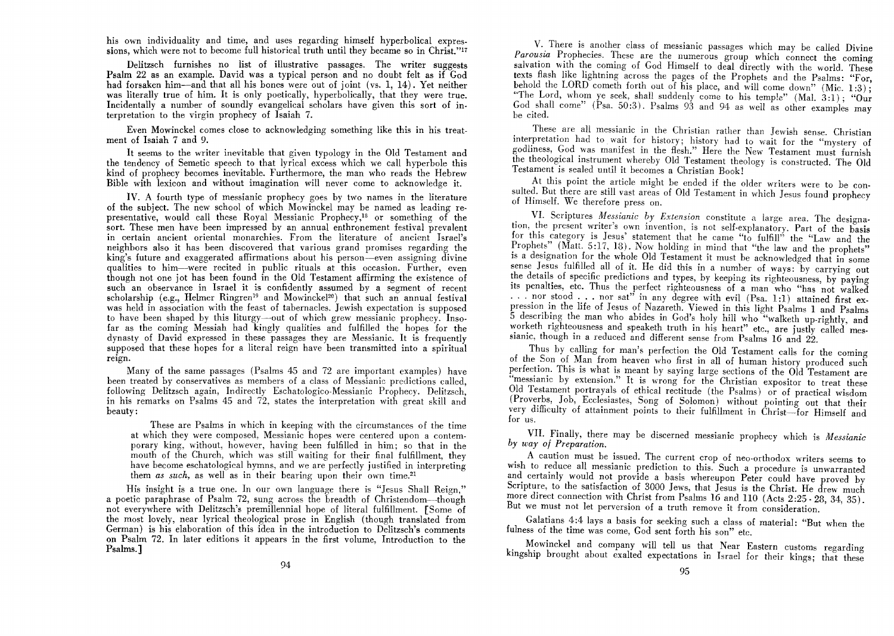his own individuality and time, and uses regarding himself hyperbolical expressions, which were not to become full historical truth until they became so in Christ."[17]

Delitzsch furnishes no list of illustrative passages. The writer suggests Psalm 22 as an example. David was a typical person and no doubt felt as if God had forsaken him—and that all his bones were out of joint (vs. 1, 14). Yet neither was literally true of him. It is only poetically, hyperbolically, that they were true. Incidentally a number of soundly evangelical scholars have given this sort of interpretation to the virgin prophecy of Isaiah 7.

Even Mowinckel comes close to acknowledging something like this in his treatment of Isaiah 7 and 9.

It seems to the writer inevitable that given typology in the Old Testament and the tendency of Semetic speech to that lyrical excess which we call hyperbole this kind of prophecy becomes inevitable. Furthermore, the man who reads the Hebrew Bible with lexicon and without imagination will never come to acknowledge it.

IV. A fourth type of messianic prophecy goes by two names in the literature of the subject. The new school of which Mowinckel may be named as leading representative, would call these Royal Messianic Prophecy,[18] or something of the sort. These men have been impressed by an annual enthronement festival prevalent in certain ancient oriental monarchies. From the literature of ancient Israel's neighbors also it has been discovered that various grand promises regarding the king's future and exaggerated affirmations about his person—even assigning divine qualities to him—were recited in public rituals at this occasion. Further, even though not one jot has been found in the Old Testament affirming the existence of such an observance in Israel it is confidently assumed by a segment of recent scholarship (e.g., Helmer Ringren[19] and Mowinckel[20]) that such an annual festival was held in association with the feast of tabernacles. Jewish expectation is supposed to have been shaped by this liturgy—out of which grew messianic prophecy. Insofar as the coming Messiah had kingly qualities and fulfilled the hopes for the dynasty of David expressed in these passages they are Messianic. It is frequently supposed that these hopes for a literal reign have been transmitted into a spiritual reign.

Many of the same passages (Psalms 45 and 72 are important examples) have been treated by conservatives as members of a class of Messianic predictions called, following Delitzsch again, Indirectly Eschatologico-Messianic Prophecy. Delitzsch, in his remarks on Psalms 45 and 72, states the interpretation with great skill and beauty:

> These are Psalms in which in keeping with the circumstances of the time at which they were composed, Messianic hopes were centered upon a contemporary king, without, however, having been fulfilled in him; so that in the mouth of the Church, which was still waiting for their final fulfillment, they have become eschatological hymns, and we are perfectly justified in interpreting them *as such*, as well as in their bearing upon their own time.[21]

His insight is a true one. In our own language there is "Jesus Shall Reign," a poetic paraphrase of Psalm 72, sung across the breadth of Christendom—though not everywhere with Delitzsch's premillennial hope of literal fulfillment. **[Some of the most lovely, near lyrical theological prose in English (though translated from German) is his elaboration of this idea in the introduction to Delitzsch's comments on Psalm 72. In later editions it appears in the first volume, Introduction to the Psalms.]**

V. There is another class of messianic passages which may be called Divine *Parousia* Prophecies. These are the numerous group which connect the coming salvation with the coming of God Himself to deal directly with the world. These texts flash like lightning across the pages of the Prophets and the Psalms: "For, behold the LORD cometh forth out of his place, and will come down" (Mic. 1:3); "The Lord, whom ye seek, shall suddenly come to his temple" (Mal. 3:1); "Our God shall come" (Psa. 50:3). Psalms 93 and 94 as well as other examples may be cited.

These are all messianic in the Christian rather than Jewish sense. Christian interpretation had to wait for history; history had to wait for the "mystery of godliness, God was manifest in the flesh." Here the New Testament must furnish the theological instrument whereby Old Testament theology is constructed. The Old Testament is sealed until it becomes a Christian Book!

At this point the article might be ended if the older writers were to be consulted. But there are still vast areas of Old Testament in which Jesus found prophecy of Himself. We therefore press on.

VI. Scriptures *Messianic by Extension* constitute a large area. The designation, the present writer's own invention, is not self-explanatory. Part of the basis for this category is Jesus' statement that he came "to fulfill" the "Law and the Prophets" (Matt. 5:17, 18). Now holding in mind that "the law and the prophets" is a designation for the whole Old Testament it must be acknowledged that in some sense Jesus fulfilled all of it. He did this in a number of ways: by carrying out the details of specific predictions and types, by keeping its righteousness, by paying its penalties, etc. Thus the perfect righteousness of a man who "has not walked . . . nor stood . . . nor sat" in any degree with evil (Psa. 1:1) attained first expression in the life of Jesus of Nazareth. Viewed in this light Psalms 1 and Psalms 5 describing the man who abides in God's holy hill who "walketh up-rightly, and worketh righteousness and speaketh truth in his heart" etc., are justly called messianic, though in a reduced and different sense from Psalms 16 and 22.

Thus by calling for man's perfection the Old Testament calls for the coming of the Son of Man from heaven who first in all of human history produced such perfection. This is what is meant by saying large sections of the Old Testament are "messianic by extension." It is wrong for the Christian expositor to treat these Old Testament portrayals of ethical rectitude (the Psalms) or of practical wisdom (Proverbs, Job, Ecclesiastes, Song of Solomon) without pointing out that their very difficulty of attainment points to their fulfillment in Christ—for Himself and for us.

VII. Finally, there may be discerned messianic prophecy which is *Messianic by way of Preparation*.

A caution must be issued. The current crop of neo-orthodox writers seems to wish to reduce all messianic prediction to this. Such a procedure is unwarranted and certainly would not provide a basis whereupon Peter could have proved by Scripture, to the satisfaction of 3000 Jews, that Jesus is the Christ. He drew much more direct connection with Christ from Psalms 16 and 110 (Acts 2:25-28, 34, 35). But we must not let perversion of a truth remove it from consideration.

Galatians 4:4 lays a basis for seeking such a class of material: "But when the fulness of the time was come, God sent forth his son" etc.

Mowinckel and company will tell us that Near Eastern customs regarding kingship brought about exalted expectations in Israel for their kings; that these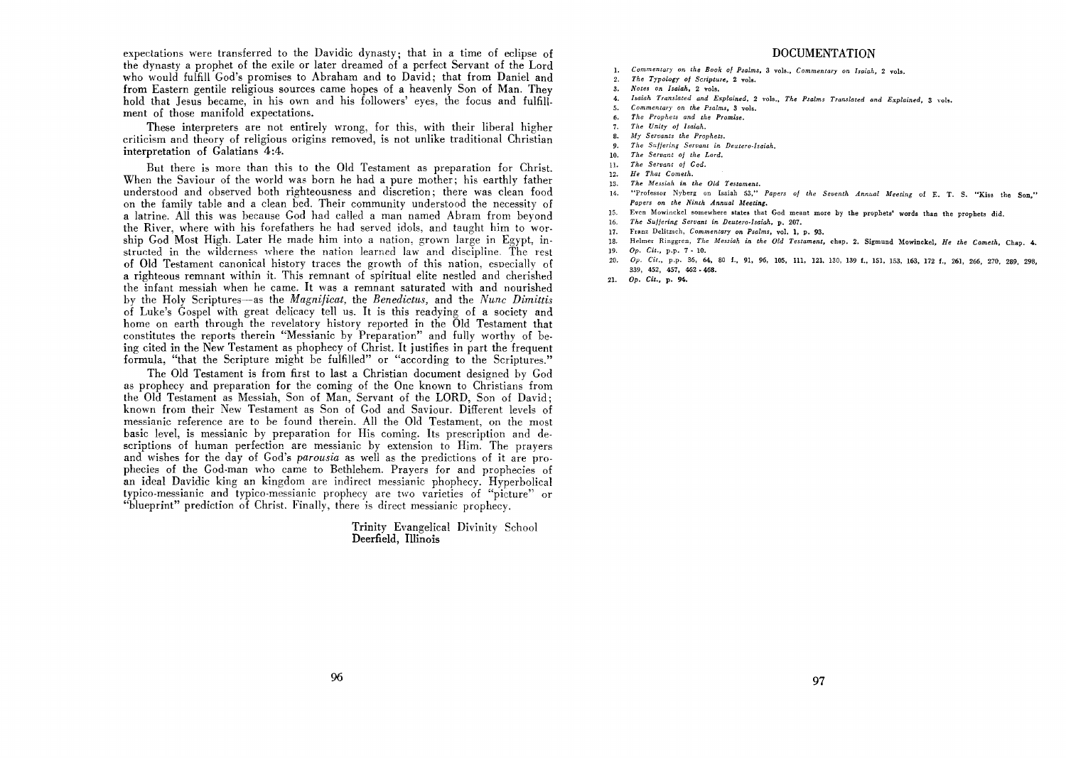expectations were transferred to the Davidic dynasty; that in a time of eclipse of the dynasty a prophet of the exile or later dreamed of a perfect Servant of the Lord who would fulfill God's promises to Abraham and to David; that from Daniel and from Eastern gentile religious sources came hopes of a heavenly Son of Man. They hold that Jesus became, in his own and his followers' eyes, the focus and fulfillment of those manifold expectations.

These interpreters are not entirely wrong, for this, with their liberal higher criticism and theory of religious origins removed, is not unlike traditional Christian interpretation of Galatians 4:4.

But there is more than this to the Old Testament as preparation for Christ. When the Saviour of the world was born he had a pure mother; his earthly father understood and observed both righteousness and discretion; there was clean food on the family table and a clean bed. Their community understood the necessity of a latrine. All this was because God had called a man named Abram from beyond the River, where with his forefathers he had served idols, and taught him to worship God Most High. Later He made him into a nation, grown large in Egypt, instructed in the wilderness where the nation learned law and discipline. The rest of Old Testament canonical history traces the growth of this nation, especially of a righteous remnant within it. This remnant of spiritual elite nestled and cherished the infant messiah when he came. It was a remnant saturated with and nourished by the Holy Scriptures—as the *Magnificat*, the *Benedictus*, and the *Nunc Dimittis* of Luke's Gospel with great delicacy tell us. It is this readying of a society and home on earth through the revelatory history reported in the Old Testament that constitutes the reports therein "Messianic by Preparation" and fully worthy of being cited in the New Testament as phophecy of Christ. It justifies in part the frequent formula, "that the Scripture might be fulfilled" or "according to the Scriptures."

The Old Testament is from first to last a Christian document designed by God as prophecy and preparation for the coming of the One known to Christians from the Old Testament as Messiah, Son of Man, Servant of the LORD, Son of David; known from their New Testament as Son of God and Saviour. Different levels of messianic reference are to be found therein. All the Old Testament, on the most basic level, is messianic by preparation for His coming. Its prescription and descriptions of human perfection are messianic by extension to Him. The prayers and wishes for the day of God's *parousia* as well as the predictions of it are prophecies of the God-man who came to Bethlehem. Prayers for and prophecies of an ideal Davidic king an kingdom are indirect messianic phophecy. Hyperbolical typico-messianic and typico-messianic prophecy are two varieties of "picture" or "blueprint" prediction of Christ. Finally, there is direct messianic prophecy.

Trinity Evangelical Divinity School
Deerfield, Illinois

## DOCUMENTATION

1. *Commentary on the Book of Psalms*, 3 vols., *Commentary on Isaiah*, 2 vols.
2. *The Typology of Scripture*, 2 vols.
3. *Notes on Isaiah*, 2 vols.
4. *Isaiah Translated and Explained*, 2 vols., *The Psalms Translated and Explained*, 3 vols.
5. *Commentary on the Psalms*, 3 vols.
6. *The Prophets and the Promise.*
7. *The Unity of Isaiah.*
8. *My Servants the Prophets.*
9. *The Suffering Servant in Deutero-Isaiah.*
10. *The Servant of the Lord.*
11. *The Servant of God.*
12. *He That Cometh.*
13. *The Messiah in the Old Testament.*
14. "Professor Nyberg on Isaiah 53," *Papers of the Seventh Annual Meeting* of E. T. S. "Kiss the Son," *Papers on the Ninth Annual Meeting.*
15. Even Mowinckel somewhere states that God meant more by the prophets' words than the prophets did.
16. *The Suffering Servant in Deutero-Isaiah*, p. 207.
17. Franz Delitzsch, *Commentary on Psalms*, vol. 1, p. 93.
18. Helmer Ringgren, *The Messiah in the Old Testament*, chap. 2. Sigmund Mowinckel, *He the Cometh*, Chap. 4.
19. *Op. Cit.*, p.p. 7 - 10.
20. *Op. Cit.*, p.p. 36, 64, 80 f., 91, 96, 105, 111, 121, 130, 139 f., 151, 153, 163, 172 f., 261, 266, 270, 289, 298, 339, 452, 457, 462 - 468.
21. *Op. Cit.*, p. 94.